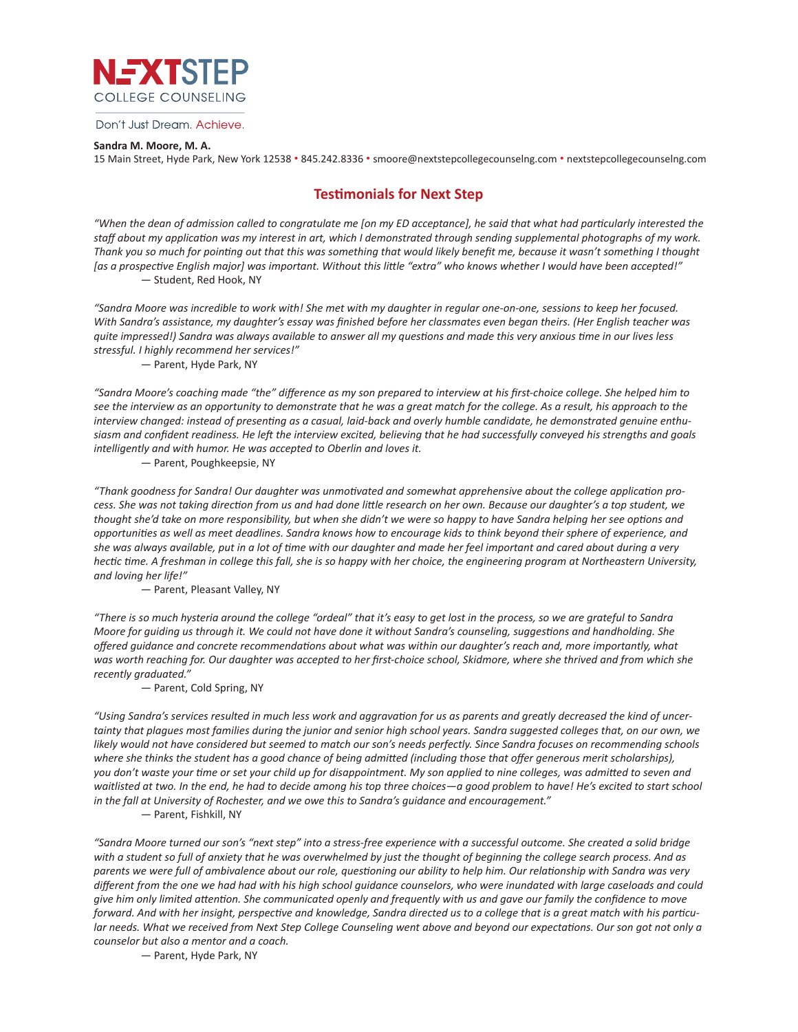NEXTSTEP
COLLEGE COUNSELING

Don't Just Dream. Achieve.

**Sandra M. Moore, M. A.**
15 Main Street, Hyde Park, New York 12538 • 845.242.8336 • smoore@nextstepcollegecounselng.com • nextstepcollegecounselng.com

## Testimonials for Next Step

*"When the dean of admission called to congratulate me [on my ED acceptance], he said that what had particularly interested the staff about my application was my interest in art, which I demonstrated through sending supplemental photographs of my work. Thank you so much for pointing out that this was something that would likely benefit me, because it wasn't something I thought [as a prospective English major] was important. Without this little "extra" who knows whether I would have been accepted!"*

— Student, Red Hook, NY

*"Sandra Moore was incredible to work with! She met with my daughter in regular one-on-one, sessions to keep her focused. With Sandra's assistance, my daughter's essay was finished before her classmates even began theirs. (Her English teacher was quite impressed!) Sandra was always available to answer all my questions and made this very anxious time in our lives less stressful. I highly recommend her services!"*

— Parent, Hyde Park, NY

*"Sandra Moore's coaching made "the" difference as my son prepared to interview at his first-choice college. She helped him to see the interview as an opportunity to demonstrate that he was a great match for the college. As a result, his approach to the interview changed: instead of presenting as a casual, laid-back and overly humble candidate, he demonstrated genuine enthusiasm and confident readiness. He left the interview excited, believing that he had successfully conveyed his strengths and goals intelligently and with humor. He was accepted to Oberlin and loves it.*

— Parent, Poughkeepsie, NY

*"Thank goodness for Sandra! Our daughter was unmotivated and somewhat apprehensive about the college application process. She was not taking direction from us and had done little research on her own. Because our daughter's a top student, we thought she'd take on more responsibility, but when she didn't we were so happy to have Sandra helping her see options and opportunities as well as meet deadlines. Sandra knows how to encourage kids to think beyond their sphere of experience, and she was always available, put in a lot of time with our daughter and made her feel important and cared about during a very hectic time. A freshman in college this fall, she is so happy with her choice, the engineering program at Northeastern University, and loving her life!"*

— Parent, Pleasant Valley, NY

*"There is so much hysteria around the college "ordeal" that it's easy to get lost in the process, so we are grateful to Sandra Moore for guiding us through it. We could not have done it without Sandra's counseling, suggestions and handholding. She offered guidance and concrete recommendations about what was within our daughter's reach and, more importantly, what was worth reaching for. Our daughter was accepted to her first-choice school, Skidmore, where she thrived and from which she recently graduated."*

— Parent, Cold Spring, NY

*"Using Sandra's services resulted in much less work and aggravation for us as parents and greatly decreased the kind of uncertainty that plagues most families during the junior and senior high school years. Sandra suggested colleges that, on our own, we likely would not have considered but seemed to match our son's needs perfectly. Since Sandra focuses on recommending schools where she thinks the student has a good chance of being admitted (including those that offer generous merit scholarships), you don't waste your time or set your child up for disappointment. My son applied to nine colleges, was admitted to seven and waitlisted at two. In the end, he had to decide among his top three choices—a good problem to have! He's excited to start school in the fall at University of Rochester, and we owe this to Sandra's guidance and encouragement."*

— Parent, Fishkill, NY

*"Sandra Moore turned our son's "next step" into a stress-free experience with a successful outcome. She created a solid bridge with a student so full of anxiety that he was overwhelmed by just the thought of beginning the college search process. And as parents we were full of ambivalence about our role, questioning our ability to help him. Our relationship with Sandra was very different from the one we had had with his high school guidance counselors, who were inundated with large caseloads and could give him only limited attention. She communicated openly and frequently with us and gave our family the confidence to move forward. And with her insight, perspective and knowledge, Sandra directed us to a college that is a great match with his particular needs. What we received from Next Step College Counseling went above and beyond our expectations. Our son got not only a counselor but also a mentor and a coach.*

— Parent, Hyde Park, NY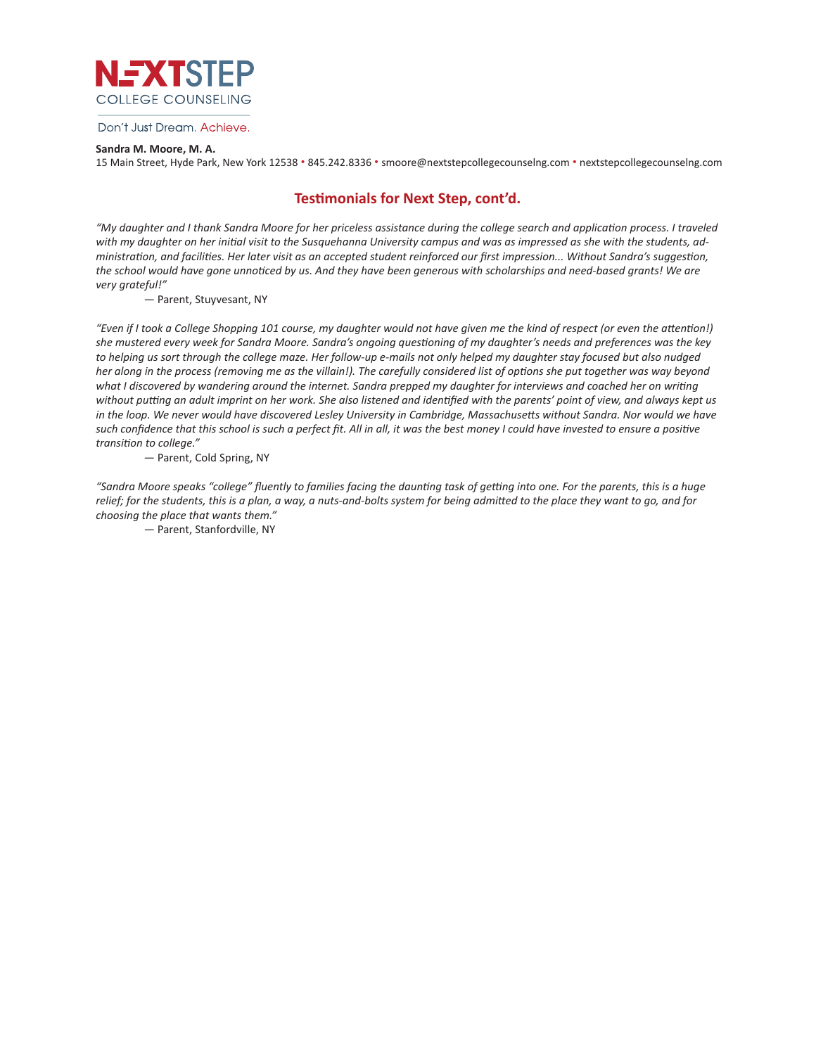NEXTSTEP
COLLEGE COUNSELING

Don't Just Dream. Achieve.

**Sandra M. Moore, M. A.**
15 Main Street, Hyde Park, New York 12538 • 845.242.8336 • smoore@nextstepcollegecounselng.com • nextstepcollegecounselng.com

## Testimonials for Next Step, cont'd.

*"My daughter and I thank Sandra Moore for her priceless assistance during the college search and application process. I traveled with my daughter on her initial visit to the Susquehanna University campus and was as impressed as she with the students, administration, and facilities. Her later visit as an accepted student reinforced our first impression... Without Sandra's suggestion, the school would have gone unnoticed by us. And they have been generous with scholarships and need-based grants! We are very grateful!"*

— Parent, Stuyvesant, NY

*"Even if I took a College Shopping 101 course, my daughter would not have given me the kind of respect (or even the attention!) she mustered every week for Sandra Moore. Sandra's ongoing questioning of my daughter's needs and preferences was the key to helping us sort through the college maze. Her follow-up e-mails not only helped my daughter stay focused but also nudged her along in the process (removing me as the villain!). The carefully considered list of options she put together was way beyond what I discovered by wandering around the internet. Sandra prepped my daughter for interviews and coached her on writing without putting an adult imprint on her work. She also listened and identified with the parents' point of view, and always kept us in the loop. We never would have discovered Lesley University in Cambridge, Massachusetts without Sandra. Nor would we have such confidence that this school is such a perfect fit. All in all, it was the best money I could have invested to ensure a positive transition to college."*

— Parent, Cold Spring, NY

*"Sandra Moore speaks "college" fluently to families facing the daunting task of getting into one. For the parents, this is a huge relief; for the students, this is a plan, a way, a nuts-and-bolts system for being admitted to the place they want to go, and for choosing the place that wants them."*

— Parent, Stanfordville, NY